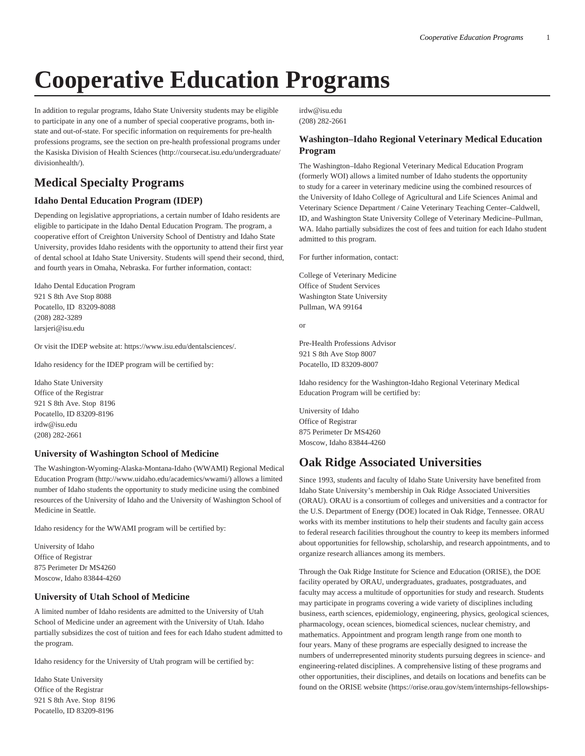# Cooperative Education Programs

In addition to regular programs, Idaho State University students may be eligible to participate in any one of a number of special cooperative programs, both in-state and out-of-state. For specific information on requirements for pre-health professions programs, see the section on pre-health professional programs under the Kasiska Division of Health Sciences (http://coursecat.isu.edu/undergraduate/divisionhealth/).

## Medical Specialty Programs

### Idaho Dental Education Program (IDEP)

Depending on legislative appropriations, a certain number of Idaho residents are eligible to participate in the Idaho Dental Education Program. The program, a cooperative effort of Creighton University School of Dentistry and Idaho State University, provides Idaho residents with the opportunity to attend their first year of dental school at Idaho State University. Students will spend their second, third, and fourth years in Omaha, Nebraska. For further information, contact:

Idaho Dental Education Program
921 S 8th Ave Stop 8088
Pocatello, ID 83209-8088
(208) 282-3289
larsjeri@isu.edu

Or visit the IDEP website at: https://www.isu.edu/dentalsciences/.

Idaho residency for the IDEP program will be certified by:

Idaho State University
Office of the Registrar
921 S 8th Ave. Stop 8196
Pocatello, ID 83209-8196
irdw@isu.edu
(208) 282-2661

### University of Washington School of Medicine

The Washington-Wyoming-Alaska-Montana-Idaho (WWAMI) Regional Medical Education Program (http://www.uidaho.edu/academics/wwami/) allows a limited number of Idaho students the opportunity to study medicine using the combined resources of the University of Idaho and the University of Washington School of Medicine in Seattle.

Idaho residency for the WWAMI program will be certified by:

University of Idaho
Office of Registrar
875 Perimeter Dr MS4260
Moscow, Idaho 83844-4260

### University of Utah School of Medicine

A limited number of Idaho residents are admitted to the University of Utah School of Medicine under an agreement with the University of Utah. Idaho partially subsidizes the cost of tuition and fees for each Idaho student admitted to the program.

Idaho residency for the University of Utah program will be certified by:

Idaho State University
Office of the Registrar
921 S 8th Ave. Stop 8196
Pocatello, ID 83209-8196
irdw@isu.edu
(208) 282-2661

### Washington–Idaho Regional Veterinary Medical Education Program

The Washington–Idaho Regional Veterinary Medical Education Program (formerly WOI) allows a limited number of Idaho students the opportunity to study for a career in veterinary medicine using the combined resources of the University of Idaho College of Agricultural and Life Sciences Animal and Veterinary Science Department / Caine Veterinary Teaching Center–Caldwell, ID, and Washington State University College of Veterinary Medicine–Pullman, WA. Idaho partially subsidizes the cost of fees and tuition for each Idaho student admitted to this program.

For further information, contact:

College of Veterinary Medicine
Office of Student Services
Washington State University
Pullman, WA 99164

or

Pre-Health Professions Advisor
921 S 8th Ave Stop 8007
Pocatello, ID 83209-8007

Idaho residency for the Washington-Idaho Regional Veterinary Medical Education Program will be certified by:

University of Idaho
Office of Registrar
875 Perimeter Dr MS4260
Moscow, Idaho 83844-4260

## Oak Ridge Associated Universities

Since 1993, students and faculty of Idaho State University have benefited from Idaho State University's membership in Oak Ridge Associated Universities (ORAU). ORAU is a consortium of colleges and universities and a contractor for the U.S. Department of Energy (DOE) located in Oak Ridge, Tennessee. ORAU works with its member institutions to help their students and faculty gain access to federal research facilities throughout the country to keep its members informed about opportunities for fellowship, scholarship, and research appointments, and to organize research alliances among its members.

Through the Oak Ridge Institute for Science and Education (ORISE), the DOE facility operated by ORAU, undergraduates, graduates, postgraduates, and faculty may access a multitude of opportunities for study and research. Students may participate in programs covering a wide variety of disciplines including business, earth sciences, epidemiology, engineering, physics, geological sciences, pharmacology, ocean sciences, biomedical sciences, nuclear chemistry, and mathematics. Appointment and program length range from one month to four years. Many of these programs are especially designed to increase the numbers of underrepresented minority students pursuing degrees in science- and engineering-related disciplines. A comprehensive listing of these programs and other opportunities, their disciplines, and details on locations and benefits can be found on the ORISE website (https://orise.orau.gov/stem/internships-fellowships-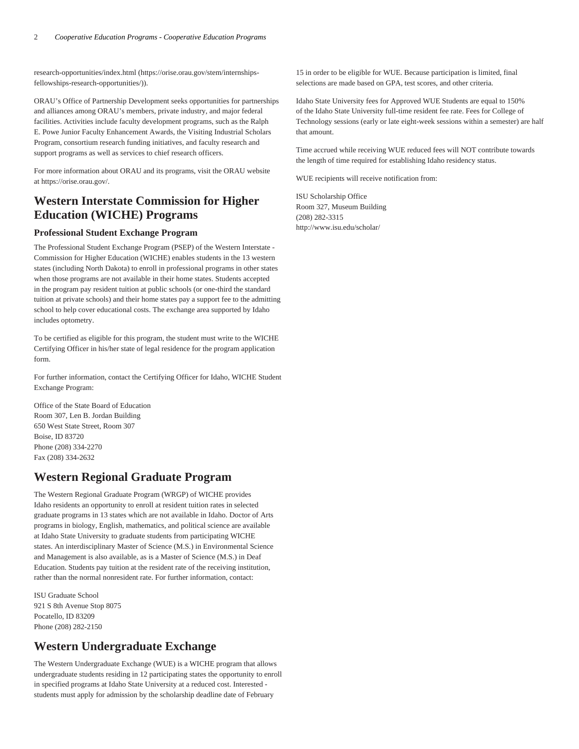research-opportunities/index.html (https://orise.orau.gov/stem/internships-fellowships-research-opportunities/)).

ORAU's Office of Partnership Development seeks opportunities for partnerships and alliances among ORAU's members, private industry, and major federal facilities. Activities include faculty development programs, such as the Ralph E. Powe Junior Faculty Enhancement Awards, the Visiting Industrial Scholars Program, consortium research funding initiatives, and faculty research and support programs as well as services to chief research officers.

For more information about ORAU and its programs, visit the ORAU website at https://orise.orau.gov/.

## Western Interstate Commission for Higher Education (WICHE) Programs

### Professional Student Exchange Program

The Professional Student Exchange Program (PSEP) of the Western Interstate - Commission for Higher Education (WICHE) enables students in the 13 western states (including North Dakota) to enroll in professional programs in other states when those programs are not available in their home states. Students accepted in the program pay resident tuition at public schools (or one-third the standard tuition at private schools) and their home states pay a support fee to the admitting school to help cover educational costs. The exchange area supported by Idaho includes optometry.

To be certified as eligible for this program, the student must write to the WICHE Certifying Officer in his/her state of legal residence for the program application form.

For further information, contact the Certifying Officer for Idaho, WICHE Student Exchange Program:

Office of the State Board of Education
Room 307, Len B. Jordan Building
650 West State Street, Room 307
Boise, ID 83720
Phone (208) 334-2270
Fax (208) 334-2632

## Western Regional Graduate Program

The Western Regional Graduate Program (WRGP) of WICHE provides Idaho residents an opportunity to enroll at resident tuition rates in selected graduate programs in 13 states which are not available in Idaho. Doctor of Arts programs in biology, English, mathematics, and political science are available at Idaho State University to graduate students from participating WICHE states. An interdisciplinary Master of Science (M.S.) in Environmental Science and Management is also available, as is a Master of Science (M.S.) in Deaf Education. Students pay tuition at the resident rate of the receiving institution, rather than the normal nonresident rate. For further information, contact:

ISU Graduate School
921 S 8th Avenue Stop 8075
Pocatello, ID 83209
Phone (208) 282-2150

## Western Undergraduate Exchange

The Western Undergraduate Exchange (WUE) is a WICHE program that allows undergraduate students residing in 12 participating states the opportunity to enroll in specified programs at Idaho State University at a reduced cost. Interested - students must apply for admission by the scholarship deadline date of February 15 in order to be eligible for WUE. Because participation is limited, final selections are made based on GPA, test scores, and other criteria.

Idaho State University fees for Approved WUE Students are equal to 150% of the Idaho State University full-time resident fee rate. Fees for College of Technology sessions (early or late eight-week sessions within a semester) are half that amount.

Time accrued while receiving WUE reduced fees will NOT contribute towards the length of time required for establishing Idaho residency status.

WUE recipients will receive notification from:

ISU Scholarship Office
Room 327, Museum Building
(208) 282-3315
http://www.isu.edu/scholar/